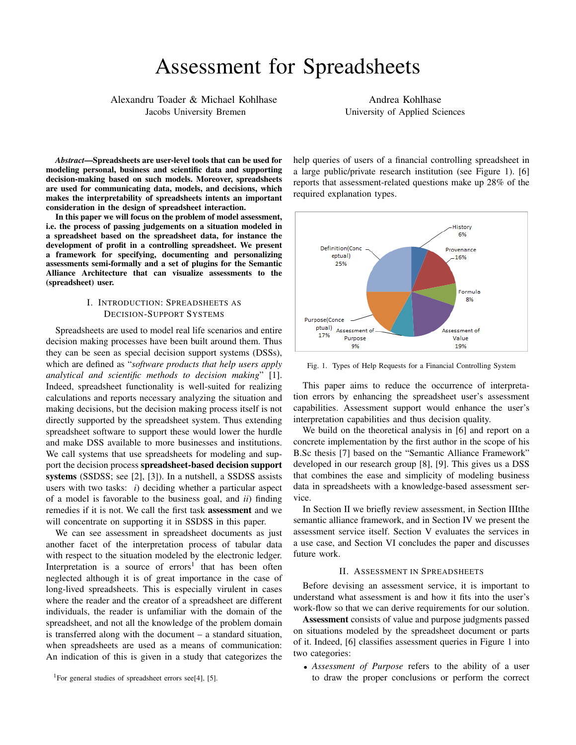# Assessment for Spreadsheets

Alexandru Toader & Michael Kohlhase
Jacobs University Bremen

Andrea Kohlhase
University of Applied Sciences

***Abstract*—Spreadsheets are user-level tools that can be used for modeling personal, business and scientific data and supporting decision-making based on such models. Moreover, spreadsheets are used for communicating data, models, and decisions, which makes the interpretability of spreadsheets intents an important consideration in the design of spreadsheet interaction.**

**In this paper we will focus on the problem of model assessment, i.e. the process of passing judgements on a situation modeled in a spreadsheet based on the spreadsheet data, for instance the development of profit in a controlling spreadsheet. We present a framework for specifying, documenting and personalizing assessments semi-formally and a set of plugins for the Semantic Alliance Architecture that can visualize assessments to the (spreadsheet) user.**

## I. Introduction: Spreadsheets as Decision-Support Systems

Spreadsheets are used to model real life scenarios and entire decision making processes have been built around them. Thus they can be seen as special decision support systems (DSSs), which are defined as "*software products that help users apply analytical and scientific methods to decision making*" [1]. Indeed, spreadsheet functionality is well-suited for realizing calculations and reports necessary analyzing the situation and making decisions, but the decision making process itself is not directly supported by the spreadsheet system. Thus extending spreadsheet software to support these would lower the hurdle and make DSS available to more businesses and institutions. We call systems that use spreadsheets for modeling and support the decision process **spreadsheet-based decision support systems** (SSDSS; see [2], [3]). In a nutshell, a SSDSS assists users with two tasks: *i*) deciding whether a particular aspect of a model is favorable to the business goal, and *ii*) finding remedies if it is not. We call the first task **assessment** and we will concentrate on supporting it in SSDSS in this paper.

We can see assessment in spreadsheet documents as just another facet of the interpretation process of tabular data with respect to the situation modeled by the electronic ledger. Interpretation is a source of errors[1] that has been often neglected although it is of great importance in the case of long-lived spreadsheets. This is especially virulent in cases where the reader and the creator of a spreadsheet are different individuals, the reader is unfamiliar with the domain of the spreadsheet, and not all the knowledge of the problem domain is transferred along with the document – a standard situation, when spreadsheets are used as a means of communication: An indication of this is given in a study that categorizes the help queries of users of a financial controlling spreadsheet in a large public/private research institution (see Figure 1). [6] reports that assessment-related questions make up 28% of the required explanation types.

Fig. 1. Types of Help Requests for a Financial Controlling System

This paper aims to reduce the occurrence of interpretation errors by enhancing the spreadsheet user's assessment capabilities. Assessment support would enhance the user's interpretation capabilities and thus decision quality.

We build on the theoretical analysis in [6] and report on a concrete implementation by the first author in the scope of his B.Sc thesis [7] based on the "Semantic Alliance Framework" developed in our research group [8], [9]. This gives us a DSS that combines the ease and simplicity of modeling business data in spreadsheets with a knowledge-based assessment service.

In Section II we briefly review assessment, in Section IIIthe semantic alliance framework, and in Section IV we present the assessment service itself. Section V evaluates the services in a use case, and Section VI concludes the paper and discusses future work.

## II. Assessment in Spreadsheets

Before devising an assessment service, it is important to understand what assessment is and how it fits into the user's work-flow so that we can derive requirements for our solution.

**Assessment** consists of value and purpose judgments passed on situations modeled by the spreadsheet document or parts of it. Indeed, [6] classifies assessment queries in Figure 1 into two categories:

- *Assessment of Purpose* refers to the ability of a user to draw the proper conclusions or perform the correct

[1] For general studies of spreadsheet errors see[4], [5].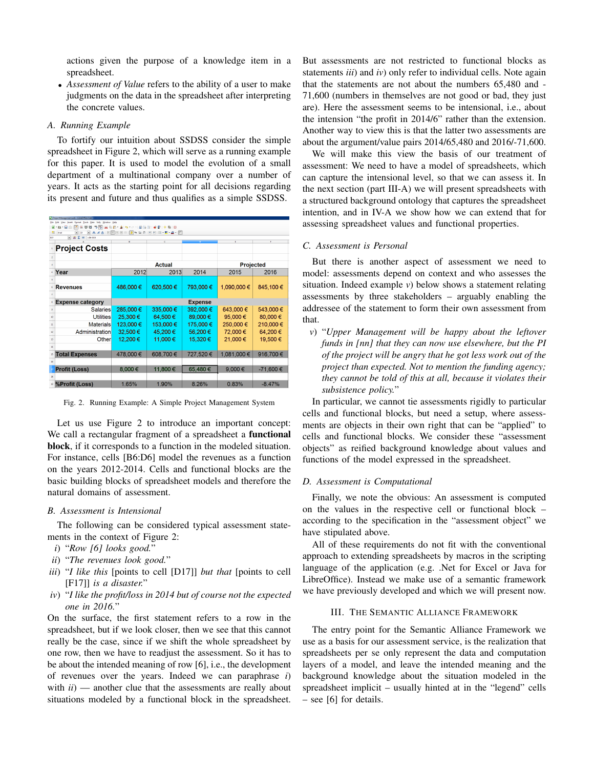actions given the purpose of a knowledge item in a spreadsheet.

- *Assessment of Value* refers to the ability of a user to make judgments on the data in the spreadsheet after interpreting the concrete values.

### A. Running Example

To fortify our intuition about SSDSS consider the simple spreadsheet in Figure 2, which will serve as a running example for this paper. It is used to model the evolution of a small department of a multinational company over a number of years. It acts as the starting point for all decisions regarding its present and future and thus qualifies as a simple SSDSS.

| Project Costs | | | | | |
|---|---|---|---|---|---|
| | Actual | | | Projected | |
| Year | 2012 | 2013 | 2014 | 2015 | 2016 |
| Revenues | 486,000 € | 620,500 € | 793,000 € | 1,090,000 € | 845,100 € |
| Expense category | | | Expense | | |
| Salaries | 285,000 € | 335,000 € | 392,000 € | 643,000 € | 543,000 € |
| Utilities | 25,300 € | 64,500 € | 89,000 € | 95,000 € | 80,000 € |
| Materials | 123,000 € | 153,000 € | 175,000 € | 250,000 € | 210,000 € |
| Administration | 32,500 € | 45,200 € | 56,200 € | 72,000 € | 64,200 € |
| Other | 12,200 € | 11,000 € | 15,320 € | 21,000 € | 19,500 € |
| Total Expenses | 478,000 € | 608,700 € | 727,520 € | 1,081,000 € | 916,700 € |
| Profit (Loss) | 8,000 € | 11,800 € | 65,480 € | 9,000 € | -71,600 € |
| %Profit (Loss) | 1.65% | 1.90% | 8.26% | 0.83% | -8.47% |

Fig. 2. Running Example: A Simple Project Management System

Let us use Figure 2 to introduce an important concept: We call a rectangular fragment of a spreadsheet a **functional block**, if it corresponds to a function in the modeled situation. For instance, cells [B6:D6] model the revenues as a function on the years 2012-2014. Cells and functional blocks are the basic building blocks of spreadsheet models and therefore the natural domains of assessment.

### B. Assessment is Intensional

The following can be considered typical assessment statements in the context of Figure 2:

*i)* "*Row [6] looks good.*"

*ii)* "*The revenues look good.*"

*iii)* "*I like this* [points to cell [D17]] *but that* [points to cell [F17]] *is a disaster.*"

*iv)* "*I like the profit/loss in 2014 but of course not the expected one in 2016.*"

On the surface, the first statement refers to a row in the spreadsheet, but if we look closer, then we see that this cannot really be the case, since if we shift the whole spreadsheet by one row, then we have to readjust the assessment. So it has to be about the intended meaning of row [6], i.e., the development of revenues over the years. Indeed we can paraphrase *i)* with *ii)* — another clue that the assessments are really about situations modeled by a functional block in the spreadsheet.

But assessments are not restricted to functional blocks as statements *iii)* and *iv)* only refer to individual cells. Note again that the statements are not about the numbers 65,480 and -71,600 (numbers in themselves are not good or bad, they just are). Here the assessment seems to be intensional, i.e., about the intension "the profit in 2014/6" rather than the extension. Another way to view this is that the latter two assessments are about the argument/value pairs 2014/65,480 and 2016/-71,600.

We will make this view the basis of our treatment of assessment: We need to have a model of spreadsheets, which can capture the intensional level, so that we can assess it. In the next section (part III-A) we will present spreadsheets with a structured background ontology that captures the spreadsheet intention, and in IV-A we show how we can extend that for assessing spreadsheet values and functional properties.

### C. Assessment is Personal

But there is another aspect of assessment we need to model: assessments depend on context and who assesses the situation. Indeed example *v)* below shows a statement relating assessments by three stakeholders – arguably enabling the addressee of the statement to form their own assessment from that.

*v)* "*Upper Management will be happy about the leftover funds in [nn] that they can now use elsewhere, but the PI of the project will be angry that he got less work out of the project than expected. Not to mention the funding agency; they cannot be told of this at all, because it violates their subsistence policy.*"

In particular, we cannot tie assessments rigidly to particular cells and functional blocks, but need a setup, where assessments are objects in their own right that can be "applied" to cells and functional blocks. We consider these "assessment objects" as reified background knowledge about values and functions of the model expressed in the spreadsheet.

### D. Assessment is Computational

Finally, we note the obvious: An assessment is computed on the values in the respective cell or functional block – according to the specification in the "assessment object" we have stipulated above.

All of these requirements do not fit with the conventional approach to extending spreadsheets by macros in the scripting language of the application (e.g. .Net for Excel or Java for LibreOffice). Instead we make use of a semantic framework we have previously developed and which we will present now.

## III. The Semantic Alliance Framework

The entry point for the Semantic Alliance Framework we use as a basis for our assessment service, is the realization that spreadsheets per se only represent the data and computation layers of a model, and leave the intended meaning and the background knowledge about the situation modeled in the spreadsheet implicit – usually hinted at in the "legend" cells – see [6] for details.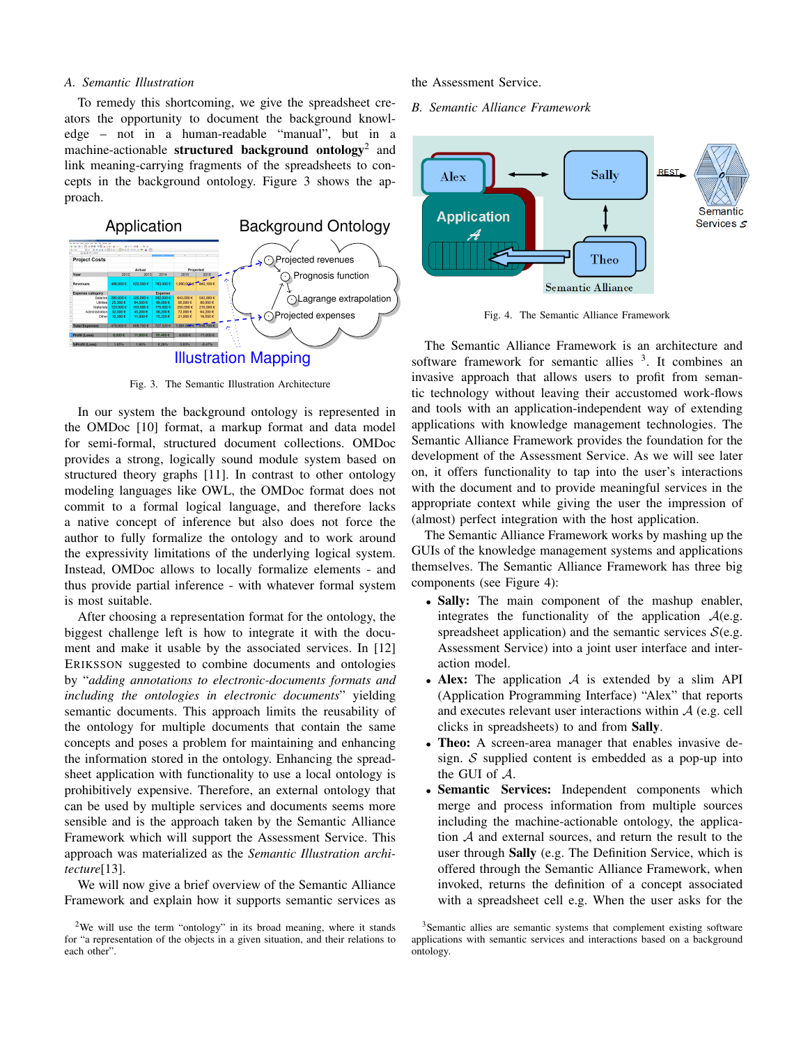### A. Semantic Illustration

To remedy this shortcoming, we give the spreadsheet creators the opportunity to document the background knowledge – not in a human-readable "manual", but in a machine-actionable **structured background ontology**[2] and link meaning-carrying fragments of the spreadsheets to concepts in the background ontology. Figure 3 shows the approach.

Fig. 3. The Semantic Illustration Architecture

In our system the background ontology is represented in the OMDoc [10] format, a markup format and data model for semi-formal, structured document collections. OMDoc provides a strong, logically sound module system based on structured theory graphs [11]. In contrast to other ontology modeling languages like OWL, the OMDoc format does not commit to a formal logical language, and therefore lacks a native concept of inference but also does not force the author to fully formalize the ontology and to work around the expressivity limitations of the underlying logical system. Instead, OMDoc allows to locally formalize elements - and thus provide partial inference - with whatever formal system is most suitable.

After choosing a representation format for the ontology, the biggest challenge left is how to integrate it with the document and make it usable by the associated services. In [12] ERIKSSON suggested to combine documents and ontologies by "*adding annotations to electronic-documents formats and including the ontologies in electronic documents*" yielding semantic documents. This approach limits the reusability of the ontology for multiple documents that contain the same concepts and poses a problem for maintaining and enhancing the information stored in the ontology. Enhancing the spreadsheet application with functionality to use a local ontology is prohibitively expensive. Therefore, an external ontology that can be used by multiple services and documents seems more sensible and is the approach taken by the Semantic Alliance Framework which will support the Assessment Service. This approach was materialized as the *Semantic Illustration architecture*[13].

We will now give a brief overview of the Semantic Alliance Framework and explain how it supports semantic services as the Assessment Service.

### B. Semantic Alliance Framework

Fig. 4. The Semantic Alliance Framework

The Semantic Alliance Framework is an architecture and software framework for semantic allies [3]. It combines an invasive approach that allows users to profit from semantic technology without leaving their accustomed work-flows and tools with an application-independent way of extending applications with knowledge management technologies. The Semantic Alliance Framework provides the foundation for the development of the Assessment Service. As we will see later on, it offers functionality to tap into the user's interactions with the document and to provide meaningful services in the appropriate context while giving the user the impression of (almost) perfect integration with the host application.

The Semantic Alliance Framework works by mashing up the GUIs of the knowledge management systems and applications themselves. The Semantic Alliance Framework has three big components (see Figure 4):

- **Sally:** The main component of the mashup enabler, integrates the functionality of the application $\mathcal{A}$(e.g. spreadsheet application) and the semantic services $\mathcal{S}$(e.g. Assessment Service) into a joint user interface and interaction model.
- **Alex:** The application $\mathcal{A}$ is extended by a slim API (Application Programming Interface) "Alex" that reports and executes relevant user interactions within $\mathcal{A}$ (e.g. cell clicks in spreadsheets) to and from **Sally**.
- **Theo:** A screen-area manager that enables invasive design. $\mathcal{S}$ supplied content is embedded as a pop-up into the GUI of $\mathcal{A}$.
- **Semantic Services:** Independent components which merge and process information from multiple sources including the machine-actionable ontology, the application $\mathcal{A}$ and external sources, and return the result to the user through **Sally** (e.g. The Definition Service, which is offered through the Semantic Alliance Framework, when invoked, returns the definition of a concept associated with a spreadsheet cell e.g. When the user asks for the

[2] We will use the term "ontology" in its broad meaning, where it stands for "a representation of the objects in a given situation, and their relations to each other".

[3] Semantic allies are semantic systems that complement existing software applications with semantic services and interactions based on a background ontology.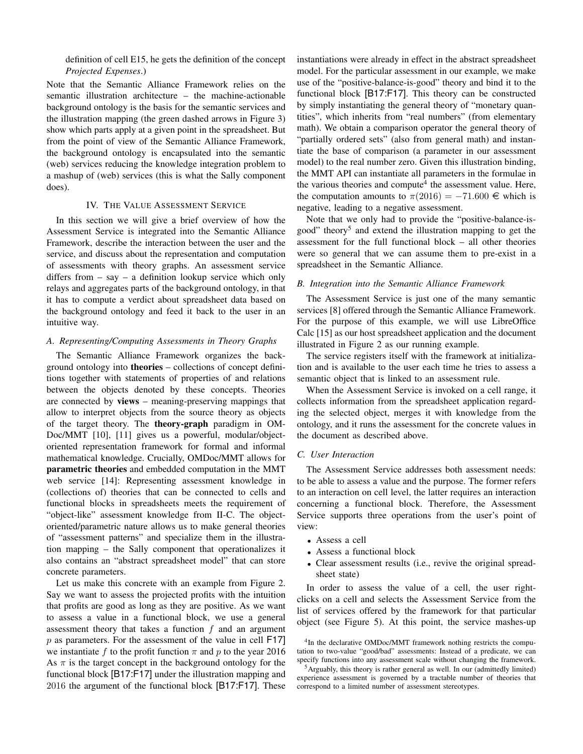definition of cell E15, he gets the definition of the concept *Projected Expenses*.)

Note that the Semantic Alliance Framework relies on the semantic illustration architecture – the machine-actionable background ontology is the basis for the semantic services and the illustration mapping (the green dashed arrows in Figure 3) show which parts apply at a given point in the spreadsheet. But from the point of view of the Semantic Alliance Framework, the background ontology is encapsulated into the semantic (web) services reducing the knowledge integration problem to a mashup of (web) services (this is what the Sally component does).

## IV. The Value Assessment Service

In this section we will give a brief overview of how the Assessment Service is integrated into the Semantic Alliance Framework, describe the interaction between the user and the service, and discuss about the representation and computation of assessments with theory graphs. An assessment service differs from – say – a definition lookup service which only relays and aggregates parts of the background ontology, in that it has to compute a verdict about spreadsheet data based on the background ontology and feed it back to the user in an intuitive way.

### A. Representing/Computing Assessments in Theory Graphs

The Semantic Alliance Framework organizes the background ontology into **theories** – collections of concept definitions together with statements of properties of and relations between the objects denoted by these concepts. Theories are connected by **views** – meaning-preserving mappings that allow to interpret objects from the source theory as objects of the target theory. The **theory-graph** paradigm in OMDoc/MMT [10], [11] gives us a powerful, modular/object-oriented representation framework for formal and informal mathematical knowledge. Crucially, OMDoc/MMT allows for **parametric theories** and embedded computation in the MMT web service [14]: Representing assessment knowledge in (collections of) theories that can be connected to cells and functional blocks in spreadsheets meets the requirement of "object-like" assessment knowledge from II-C. The object-oriented/parametric nature allows us to make general theories of "assessment patterns" and specialize them in the illustration mapping – the Sally component that operationalizes it also contains an "abstract spreadsheet model" that can store concrete parameters.

Let us make this concrete with an example from Figure 2. Say we want to assess the projected profits with the intuition that profits are good as long as they are positive. As we want to assess a value in a functional block, we use a general assessment theory that takes a function $f$ and an argument $p$ as parameters. For the assessment of the value in cell F17] we instantiate $f$ to the profit function $\pi$ and $p$ to the year 2016 As $\pi$ is the target concept in the background ontology for the functional block [B17:F17] under the illustration mapping and 2016 the argument of the functional block [B17:F17]. These instantiations were already in effect in the abstract spreadsheet model. For the particular assessment in our example, we make use of the "positive-balance-is-good" theory and bind it to the functional block [B17:F17]. This theory can be constructed by simply instantiating the general theory of "monetary quantities", which inherits from "real numbers" (from elementary math). We obtain a comparison operator the general theory of "partially ordered sets" (also from general math) and instantiate the base of comparison (a parameter in our assessment model) to the real number zero. Given this illustration binding, the MMT API can instantiate all parameters in the formulae in the various theories and compute[4] the assessment value. Here, the computation amounts to $\pi(2016) = -71.600$ € which is negative, leading to a negative assessment.

Note that we only had to provide the "positive-balance-is-good" theory[5] and extend the illustration mapping to get the assessment for the full functional block – all other theories were so general that we can assume them to pre-exist in a spreadsheet in the Semantic Alliance.

### B. Integration into the Semantic Alliance Framework

The Assessment Service is just one of the many semantic services [8] offered through the Semantic Alliance Framework. For the purpose of this example, we will use LibreOffice Calc [15] as our host spreadsheet application and the document illustrated in Figure 2 as our running example.

The service registers itself with the framework at initialization and is available to the user each time he tries to assess a semantic object that is linked to an assessment rule.

When the Assessment Service is invoked on a cell range, it collects information from the spreadsheet application regarding the selected object, merges it with knowledge from the ontology, and it runs the assessment for the concrete values in the document as described above.

### C. User Interaction

The Assessment Service addresses both assessment needs: to be able to assess a value and the purpose. The former refers to an interaction on cell level, the latter requires an interaction concerning a functional block. Therefore, the Assessment Service supports three operations from the user's point of view:

- Assess a cell
- Assess a functional block
- Clear assessment results (i.e., revive the original spreadsheet state)

In order to assess the value of a cell, the user right-clicks on a cell and selects the Assessment Service from the list of services offered by the framework for that particular object (see Figure 5). At this point, the service mashes-up

[4] In the declarative OMDoc/MMT framework nothing restricts the computation to two-value "good/bad" assessments: Instead of a predicate, we can specify functions into any assessment scale without changing the framework.

[5] Arguably, this theory is rather general as well. In our (admittedly limited) experience assessment is governed by a tractable number of theories that correspond to a limited number of assessment stereotypes.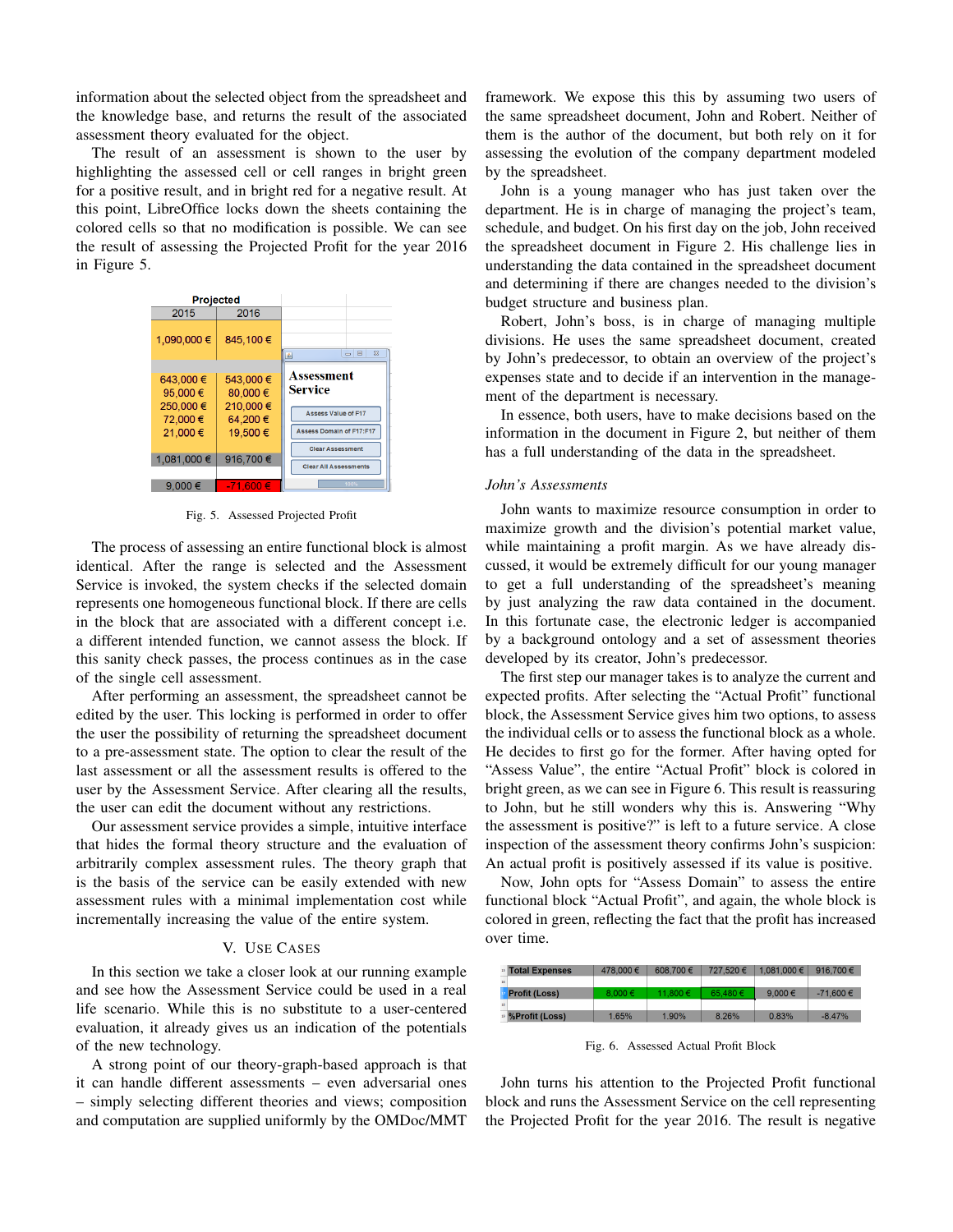information about the selected object from the spreadsheet and the knowledge base, and returns the result of the associated assessment theory evaluated for the object.

The result of an assessment is shown to the user by highlighting the assessed cell or cell ranges in bright green for a positive result, and in bright red for a negative result. At this point, LibreOffice locks down the sheets containing the colored cells so that no modification is possible. We can see the result of assessing the Projected Profit for the year 2016 in Figure 5.

Fig. 5. Assessed Projected Profit

The process of assessing an entire functional block is almost identical. After the range is selected and the Assessment Service is invoked, the system checks if the selected domain represents one homogeneous functional block. If there are cells in the block that are associated with a different concept i.e. a different intended function, we cannot assess the block. If this sanity check passes, the process continues as in the case of the single cell assessment.

After performing an assessment, the spreadsheet cannot be edited by the user. This locking is performed in order to offer the user the possibility of returning the spreadsheet document to a pre-assessment state. The option to clear the result of the last assessment or all the assessment results is offered to the user by the Assessment Service. After clearing all the results, the user can edit the document without any restrictions.

Our assessment service provides a simple, intuitive interface that hides the formal theory structure and the evaluation of arbitrarily complex assessment rules. The theory graph that is the basis of the service can be easily extended with new assessment rules with a minimal implementation cost while incrementally increasing the value of the entire system.

## V. Use Cases

In this section we take a closer look at our running example and see how the Assessment Service could be used in a real life scenario. While this is no substitute to a user-centered evaluation, it already gives us an indication of the potentials of the new technology.

A strong point of our theory-graph-based approach is that it can handle different assessments – even adversarial ones – simply selecting different theories and views; composition and computation are supplied uniformly by the OMDoc/MMT framework. We expose this this by assuming two users of the same spreadsheet document, John and Robert. Neither of them is the author of the document, but both rely on it for assessing the evolution of the company department modeled by the spreadsheet.

John is a young manager who has just taken over the department. He is in charge of managing the project's team, schedule, and budget. On his first day on the job, John received the spreadsheet document in Figure 2. His challenge lies in understanding the data contained in the spreadsheet document and determining if there are changes needed to the division's budget structure and business plan.

Robert, John's boss, is in charge of managing multiple divisions. He uses the same spreadsheet document, created by John's predecessor, to obtain an overview of the project's expenses state and to decide if an intervention in the management of the department is necessary.

In essence, both users, have to make decisions based on the information in the document in Figure 2, but neither of them has a full understanding of the data in the spreadsheet.

### *John's Assessments*

John wants to maximize resource consumption in order to maximize growth and the division's potential market value, while maintaining a profit margin. As we have already discussed, it would be extremely difficult for our young manager to get a full understanding of the spreadsheet's meaning by just analyzing the raw data contained in the document. In this fortunate case, the electronic ledger is accompanied by a background ontology and a set of assessment theories developed by its creator, John's predecessor.

The first step our manager takes is to analyze the current and expected profits. After selecting the "Actual Profit" functional block, the Assessment Service gives him two options, to assess the individual cells or to assess the functional block as a whole. He decides to first go for the former. After having opted for "Assess Value", the entire "Actual Profit" block is colored in bright green, as we can see in Figure 6. This result is reassuring to John, but he still wonders why this is. Answering "Why the assessment is positive?" is left to a future service. A close inspection of the assessment theory confirms John's suspicion: An actual profit is positively assessed if its value is positive.

Now, John opts for "Assess Domain" to assess the entire functional block "Actual Profit", and again, the whole block is colored in green, reflecting the fact that the profit has increased over time.

Fig. 6. Assessed Actual Profit Block

John turns his attention to the Projected Profit functional block and runs the Assessment Service on the cell representing the Projected Profit for the year 2016. The result is negative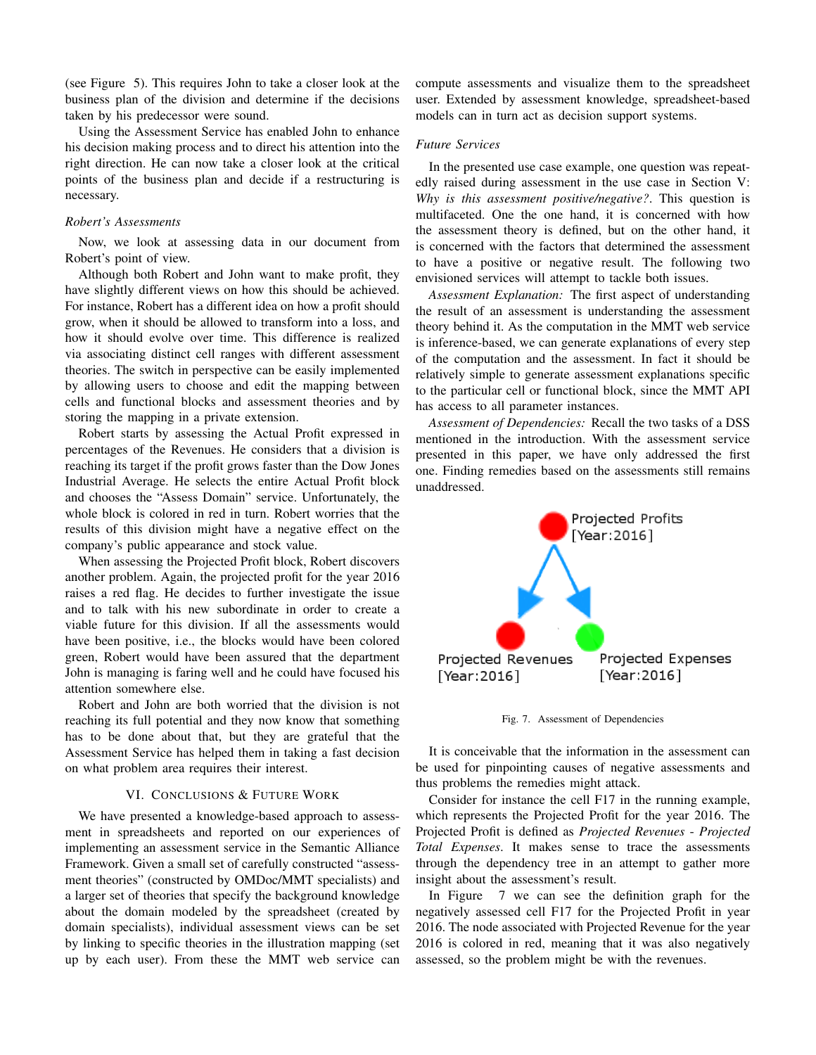(see Figure 5). This requires John to take a closer look at the business plan of the division and determine if the decisions taken by his predecessor were sound.

Using the Assessment Service has enabled John to enhance his decision making process and to direct his attention into the right direction. He can now take a closer look at the critical points of the business plan and decide if a restructuring is necessary.

### *Robert's Assessments*

Now, we look at assessing data in our document from Robert's point of view.

Although both Robert and John want to make profit, they have slightly different views on how this should be achieved. For instance, Robert has a different idea on how a profit should grow, when it should be allowed to transform into a loss, and how it should evolve over time. This difference is realized via associating distinct cell ranges with different assessment theories. The switch in perspective can be easily implemented by allowing users to choose and edit the mapping between cells and functional blocks and assessment theories and by storing the mapping in a private extension.

Robert starts by assessing the Actual Profit expressed in percentages of the Revenues. He considers that a division is reaching its target if the profit grows faster than the Dow Jones Industrial Average. He selects the entire Actual Profit block and chooses the "Assess Domain" service. Unfortunately, the whole block is colored in red in turn. Robert worries that the results of this division might have a negative effect on the company's public appearance and stock value.

When assessing the Projected Profit block, Robert discovers another problem. Again, the projected profit for the year 2016 raises a red flag. He decides to further investigate the issue and to talk with his new subordinate in order to create a viable future for this division. If all the assessments would have been positive, i.e., the blocks would have been colored green, Robert would have been assured that the department John is managing is faring well and he could have focused his attention somewhere else.

Robert and John are both worried that the division is not reaching its full potential and they now know that something has to be done about that, but they are grateful that the Assessment Service has helped them in taking a fast decision on what problem area requires their interest.

## VI. Conclusions & Future Work

We have presented a knowledge-based approach to assessment in spreadsheets and reported on our experiences of implementing an assessment service in the Semantic Alliance Framework. Given a small set of carefully constructed "assessment theories" (constructed by OMDoc/MMT specialists) and a larger set of theories that specify the background knowledge about the domain modeled by the spreadsheet (created by domain specialists), individual assessment views can be set by linking to specific theories in the illustration mapping (set up by each user). From these the MMT web service can compute assessments and visualize them to the spreadsheet user. Extended by assessment knowledge, spreadsheet-based models can in turn act as decision support systems.

### *Future Services*

In the presented use case example, one question was repeatedly raised during assessment in the use case in Section V: *Why is this assessment positive/negative?*. This question is multifaceted. One the one hand, it is concerned with how the assessment theory is defined, but on the other hand, it is concerned with the factors that determined the assessment to have a positive or negative result. The following two envisioned services will attempt to tackle both issues.

*Assessment Explanation:* The first aspect of understanding the result of an assessment is understanding the assessment theory behind it. As the computation in the MMT web service is inference-based, we can generate explanations of every step of the computation and the assessment. In fact it should be relatively simple to generate assessment explanations specific to the particular cell or functional block, since the MMT API has access to all parameter instances.

*Assessment of Dependencies:* Recall the two tasks of a DSS mentioned in the introduction. With the assessment service presented in this paper, we have only addressed the first one. Finding remedies based on the assessments still remains unaddressed.

Fig. 7. Assessment of Dependencies

It is conceivable that the information in the assessment can be used for pinpointing causes of negative assessments and thus problems the remedies might attack.

Consider for instance the cell F17 in the running example, which represents the Projected Profit for the year 2016. The Projected Profit is defined as *Projected Revenues - Projected Total Expenses*. It makes sense to trace the assessments through the dependency tree in an attempt to gather more insight about the assessment's result.

In Figure 7 we can see the definition graph for the negatively assessed cell F17 for the Projected Profit in year 2016. The node associated with Projected Revenue for the year 2016 is colored in red, meaning that it was also negatively assessed, so the problem might be with the revenues.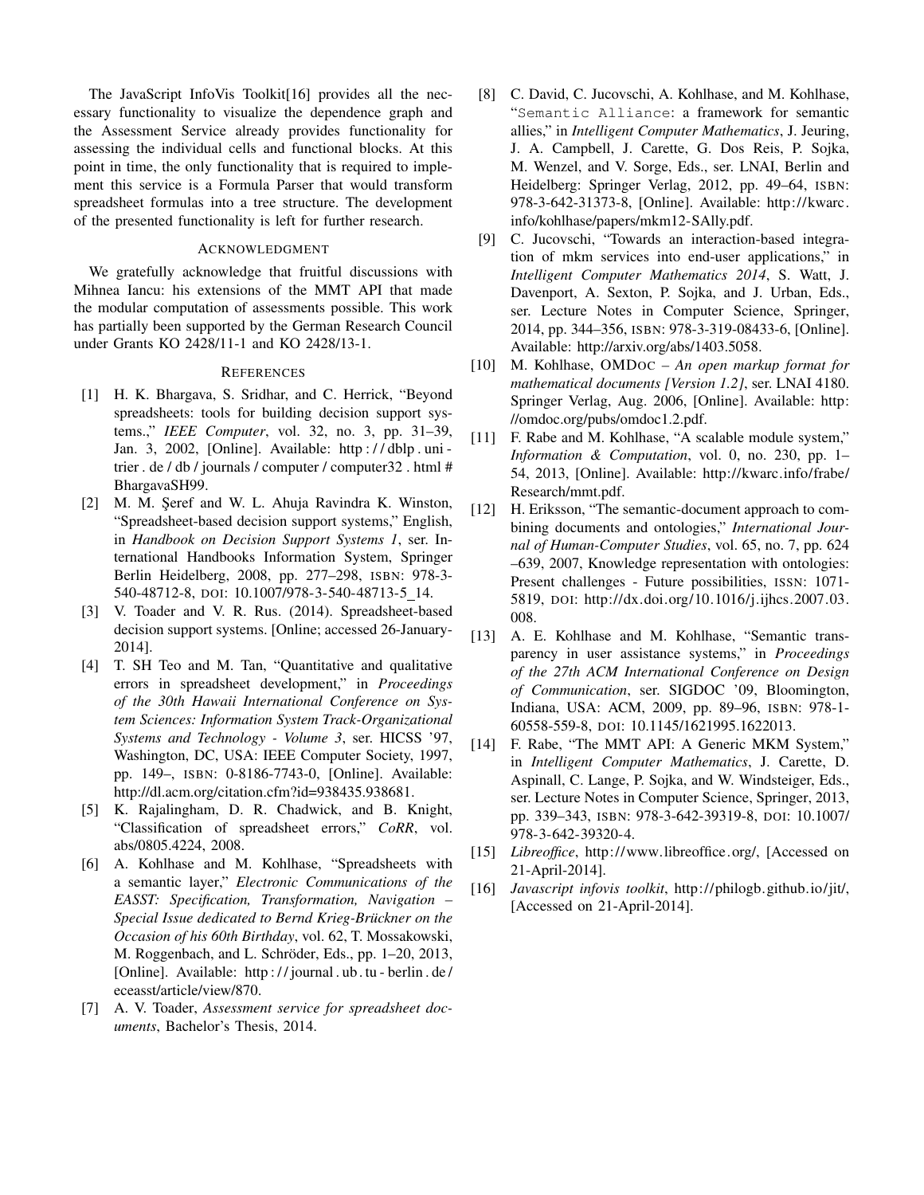The JavaScript InfoVis Toolkit[16] provides all the necessary functionality to visualize the dependence graph and the Assessment Service already provides functionality for assessing the individual cells and functional blocks. At this point in time, the only functionality that is required to implement this service is a Formula Parser that would transform spreadsheet formulas into a tree structure. The development of the presented functionality is left for further research.

## Acknowledgment

We gratefully acknowledge that fruitful discussions with Mihnea Iancu: his extensions of the MMT API that made the modular computation of assessments possible. This work has partially been supported by the German Research Council under Grants KO 2428/11-1 and KO 2428/13-1.

## References

[1] H. K. Bhargava, S. Sridhar, and C. Herrick, "Beyond spreadsheets: tools for building decision support systems.," *IEEE Computer*, vol. 32, no. 3, pp. 31–39, Jan. 3, 2002, [Online]. Available: http://dblp.uni-trier.de/db/journals/computer/computer32.html#BhargavaSH99.

[2] M. M. Şeref and W. L. Ahuja Ravindra K. Winston, "Spreadsheet-based decision support systems," English, in *Handbook on Decision Support Systems 1*, ser. International Handbooks Information System, Springer Berlin Heidelberg, 2008, pp. 277–298, ISBN: 978-3-540-48712-8, DOI: 10.1007/978-3-540-48713-5_14.

[3] V. Toader and V. R. Rus. (2014). Spreadsheet-based decision support systems. [Online; accessed 26-January-2014].

[4] T. SH Teo and M. Tan, "Quantitative and qualitative errors in spreadsheet development," in *Proceedings of the 30th Hawaii International Conference on System Sciences: Information System Track-Organizational Systems and Technology - Volume 3*, ser. HICSS '97, Washington, DC, USA: IEEE Computer Society, 1997, pp. 149–, ISBN: 0-8186-7743-0, [Online]. Available: http://dl.acm.org/citation.cfm?id=938435.938681.

[5] K. Rajalingham, D. R. Chadwick, and B. Knight, "Classification of spreadsheet errors," *CoRR*, vol. abs/0805.4224, 2008.

[6] A. Kohlhase and M. Kohlhase, "Spreadsheets with a semantic layer," *Electronic Communications of the EASST: Specification, Transformation, Navigation – Special Issue dedicated to Bernd Krieg-Brückner on the Occasion of his 60th Birthday*, vol. 62, T. Mossakowski, M. Roggenbach, and L. Schröder, Eds., pp. 1–20, 2013, [Online]. Available: http://journal.ub.tu-berlin.de/eceasst/article/view/870.

[7] A. V. Toader, *Assessment service for spreadsheet documents*, Bachelor's Thesis, 2014.

[8] C. David, C. Jucovschi, A. Kohlhase, and M. Kohlhase, "Semantic Alliance: a framework for semantic allies," in *Intelligent Computer Mathematics*, J. Jeuring, J. A. Campbell, J. Carette, G. Dos Reis, P. Sojka, M. Wenzel, and V. Sorge, Eds., ser. LNAI, Berlin and Heidelberg: Springer Verlag, 2012, pp. 49–64, ISBN: 978-3-642-31373-8, [Online]. Available: http://kwarc.info/kohlhase/papers/mkm12-SAlly.pdf.

[9] C. Jucovschi, "Towards an interaction-based integration of mkm services into end-user applications," in *Intelligent Computer Mathematics 2014*, S. Watt, J. Davenport, A. Sexton, P. Sojka, and J. Urban, Eds., ser. Lecture Notes in Computer Science, Springer, 2014, pp. 344–356, ISBN: 978-3-319-08433-6, [Online]. Available: http://arxiv.org/abs/1403.5058.

[10] M. Kohlhase, OMDoc – *An open markup format for mathematical documents [Version 1.2]*, ser. LNAI 4180. Springer Verlag, Aug. 2006, [Online]. Available: http://omdoc.org/pubs/omdoc1.2.pdf.

[11] F. Rabe and M. Kohlhase, "A scalable module system," *Information & Computation*, vol. 0, no. 230, pp. 1–54, 2013, [Online]. Available: http://kwarc.info/frabe/Research/mmt.pdf.

[12] H. Eriksson, "The semantic-document approach to combining documents and ontologies," *International Journal of Human-Computer Studies*, vol. 65, no. 7, pp. 624–639, 2007, Knowledge representation with ontologies: Present challenges - Future possibilities, ISSN: 1071-5819, DOI: http://dx.doi.org/10.1016/j.ijhcs.2007.03.008.

[13] A. E. Kohlhase and M. Kohlhase, "Semantic transparency in user assistance systems," in *Proceedings of the 27th ACM International Conference on Design of Communication*, ser. SIGDOC '09, Bloomington, Indiana, USA: ACM, 2009, pp. 89–96, ISBN: 978-1-60558-559-8, DOI: 10.1145/1621995.1622013.

[14] F. Rabe, "The MMT API: A Generic MKM System," in *Intelligent Computer Mathematics*, J. Carette, D. Aspinall, C. Lange, P. Sojka, and W. Windsteiger, Eds., ser. Lecture Notes in Computer Science, Springer, 2013, pp. 339–343, ISBN: 978-3-642-39319-8, DOI: 10.1007/978-3-642-39320-4.

[15] *Libreoffice*, http://www.libreoffice.org/, [Accessed on 21-April-2014].

[16] *Javascript infovis toolkit*, http://philogb.github.io/jit/, [Accessed on 21-April-2014].